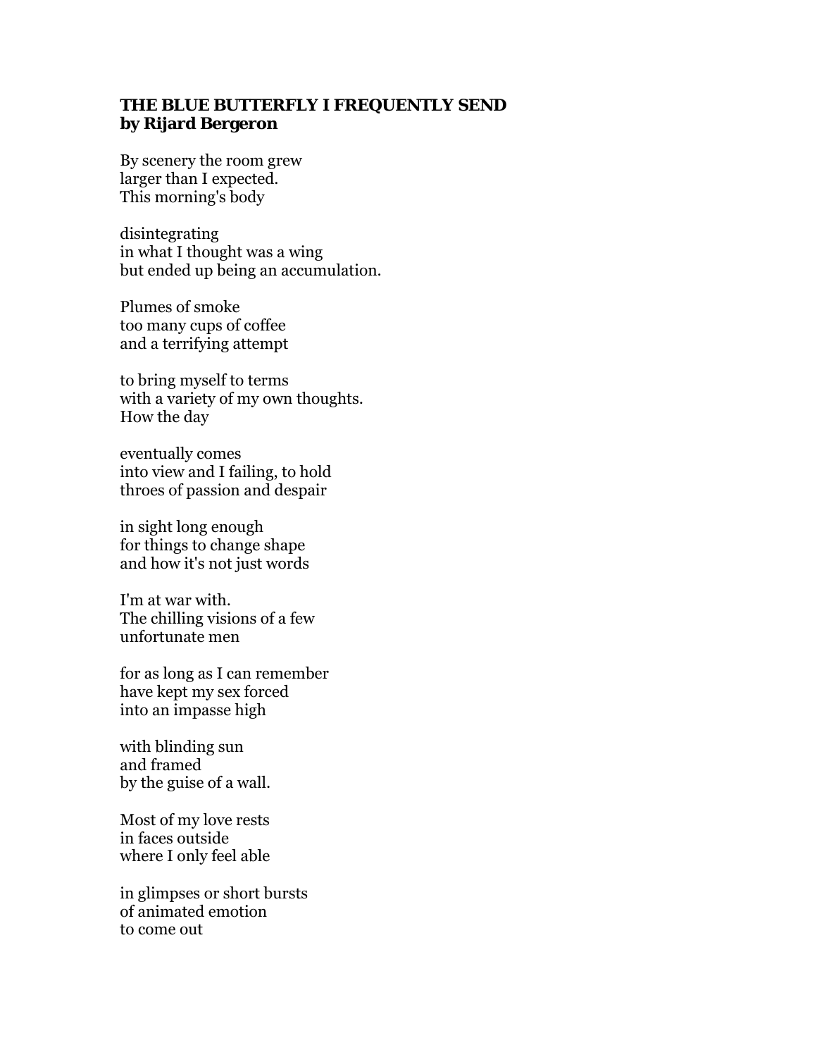**THE BLUE BUTTERFLY I FREQUENTLY SEND**
**by Rijard Bergeron**

By scenery the room grew
larger than I expected.
This morning's body

disintegrating
in what I thought was a wing
but ended up being an accumulation.

Plumes of smoke
too many cups of coffee
and a terrifying attempt

to bring myself to terms
with a variety of my own thoughts.
How the day

eventually comes
into view and I failing, to hold
throes of passion and despair

in sight long enough
for things to change shape
and how it's not just words

I'm at war with.
The chilling visions of a few
unfortunate men

for as long as I can remember
have kept my sex forced
into an impasse high

with blinding sun
and framed
by the guise of a wall.

Most of my love rests
in faces outside
where I only feel able

in glimpses or short bursts
of animated emotion
to come out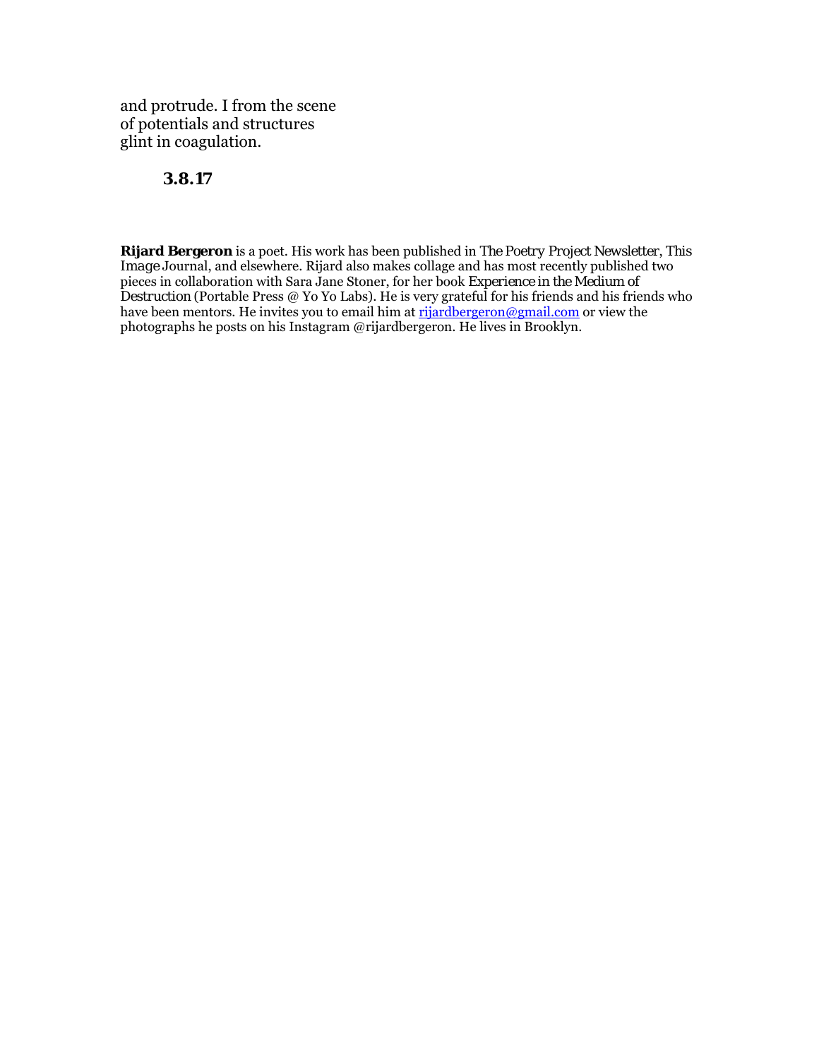and protrude. I from the scene  
of potentials and structures  
glint in coagulation.

**3.8.17**

**Rijard Bergeron** is a poet. His work has been published in *The Poetry Project Newsletter*, *This Image* Journal, and elsewhere. Rijard also makes collage and has most recently published two pieces in collaboration with Sara Jane Stoner, for her book *Experience in the Medium of Destruction* (Portable Press @ Yo Yo Labs). He is very grateful for his friends and his friends who have been mentors. He invites you to email him at rijardbergeron@gmail.com or view the photographs he posts on his Instagram @rijardbergeron. He lives in Brooklyn.